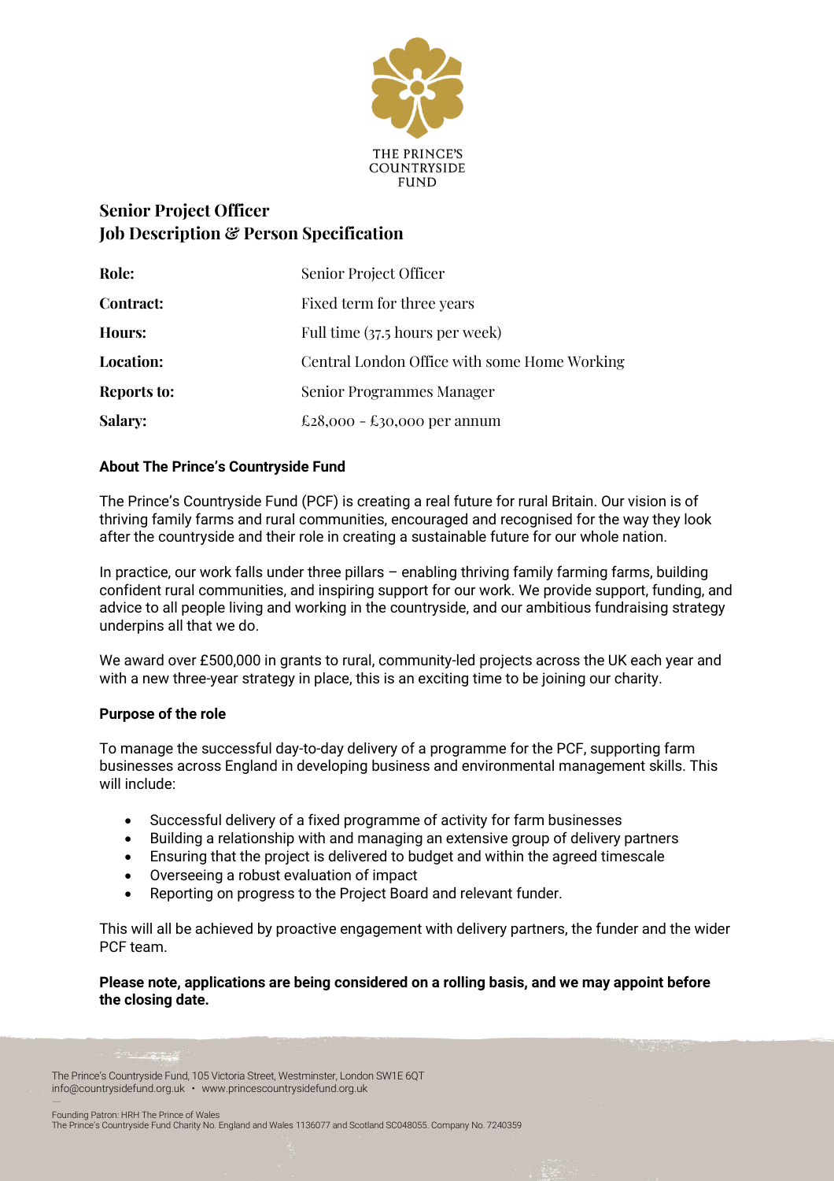THE PRINCE'S COUNTRYSIDE FUND

# Senior Project Officer
# Job Description & Person Specification

| | |
|---|---|
| **Role:** | Senior Project Officer |
| **Contract:** | Fixed term for three years |
| **Hours:** | Full time (37.5 hours per week) |
| **Location:** | Central London Office with some Home Working |
| **Reports to:** | Senior Programmes Manager |
| **Salary:** | £28,000 - £30,000 per annum |

**About The Prince's Countryside Fund**

The Prince's Countryside Fund (PCF) is creating a real future for rural Britain. Our vision is of thriving family farms and rural communities, encouraged and recognised for the way they look after the countryside and their role in creating a sustainable future for our whole nation.

In practice, our work falls under three pillars – enabling thriving family farming farms, building confident rural communities, and inspiring support for our work. We provide support, funding, and advice to all people living and working in the countryside, and our ambitious fundraising strategy underpins all that we do.

We award over £500,000 in grants to rural, community-led projects across the UK each year and with a new three-year strategy in place, this is an exciting time to be joining our charity.

**Purpose of the role**

To manage the successful day-to-day delivery of a programme for the PCF, supporting farm businesses across England in developing business and environmental management skills. This will include:

- Successful delivery of a fixed programme of activity for farm businesses
- Building a relationship with and managing an extensive group of delivery partners
- Ensuring that the project is delivered to budget and within the agreed timescale
- Overseeing a robust evaluation of impact
- Reporting on progress to the Project Board and relevant funder.

This will all be achieved by proactive engagement with delivery partners, the funder and the wider PCF team.

**Please note, applications are being considered on a rolling basis, and we may appoint before the closing date.**

The Prince's Countryside Fund, 105 Victoria Street, Westminster, London SW1E 6QT
info@countrysidefund.org.uk • www.princescountrysidefund.org.uk

Founding Patron: HRH The Prince of Wales
The Prince's Countryside Fund Charity No. England and Wales 1136077 and Scotland SC048055. Company No. 7240359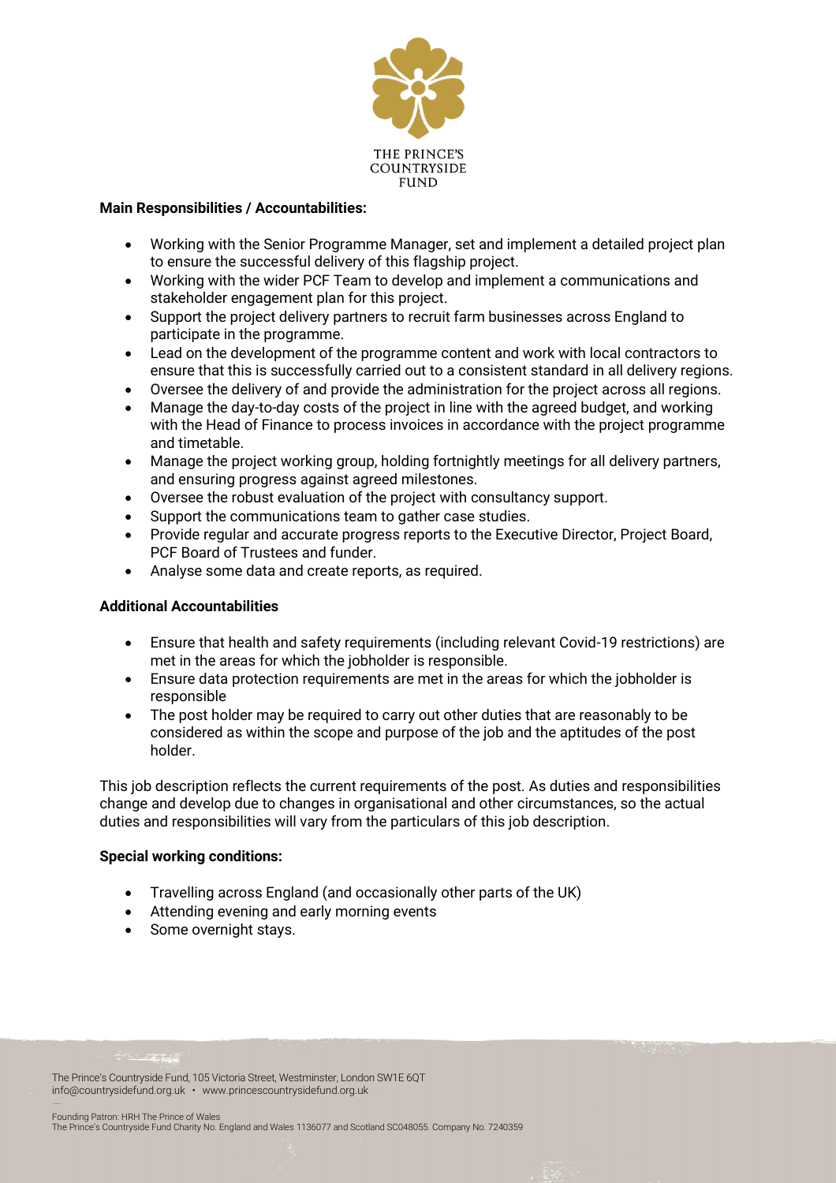**Main Responsibilities / Accountabilities:**

- Working with the Senior Programme Manager, set and implement a detailed project plan to ensure the successful delivery of this flagship project.
- Working with the wider PCF Team to develop and implement a communications and stakeholder engagement plan for this project.
- Support the project delivery partners to recruit farm businesses across England to participate in the programme.
- Lead on the development of the programme content and work with local contractors to ensure that this is successfully carried out to a consistent standard in all delivery regions.
- Oversee the delivery of and provide the administration for the project across all regions.
- Manage the day-to-day costs of the project in line with the agreed budget, and working with the Head of Finance to process invoices in accordance with the project programme and timetable.
- Manage the project working group, holding fortnightly meetings for all delivery partners, and ensuring progress against agreed milestones.
- Oversee the robust evaluation of the project with consultancy support.
- Support the communications team to gather case studies.
- Provide regular and accurate progress reports to the Executive Director, Project Board, PCF Board of Trustees and funder.
- Analyse some data and create reports, as required.

**Additional Accountabilities**

- Ensure that health and safety requirements (including relevant Covid-19 restrictions) are met in the areas for which the jobholder is responsible.
- Ensure data protection requirements are met in the areas for which the jobholder is responsible
- The post holder may be required to carry out other duties that are reasonably to be considered as within the scope and purpose of the job and the aptitudes of the post holder.

This job description reflects the current requirements of the post. As duties and responsibilities change and develop due to changes in organisational and other circumstances, so the actual duties and responsibilities will vary from the particulars of this job description.

**Special working conditions:**

- Travelling across England (and occasionally other parts of the UK)
- Attending evening and early morning events
- Some overnight stays.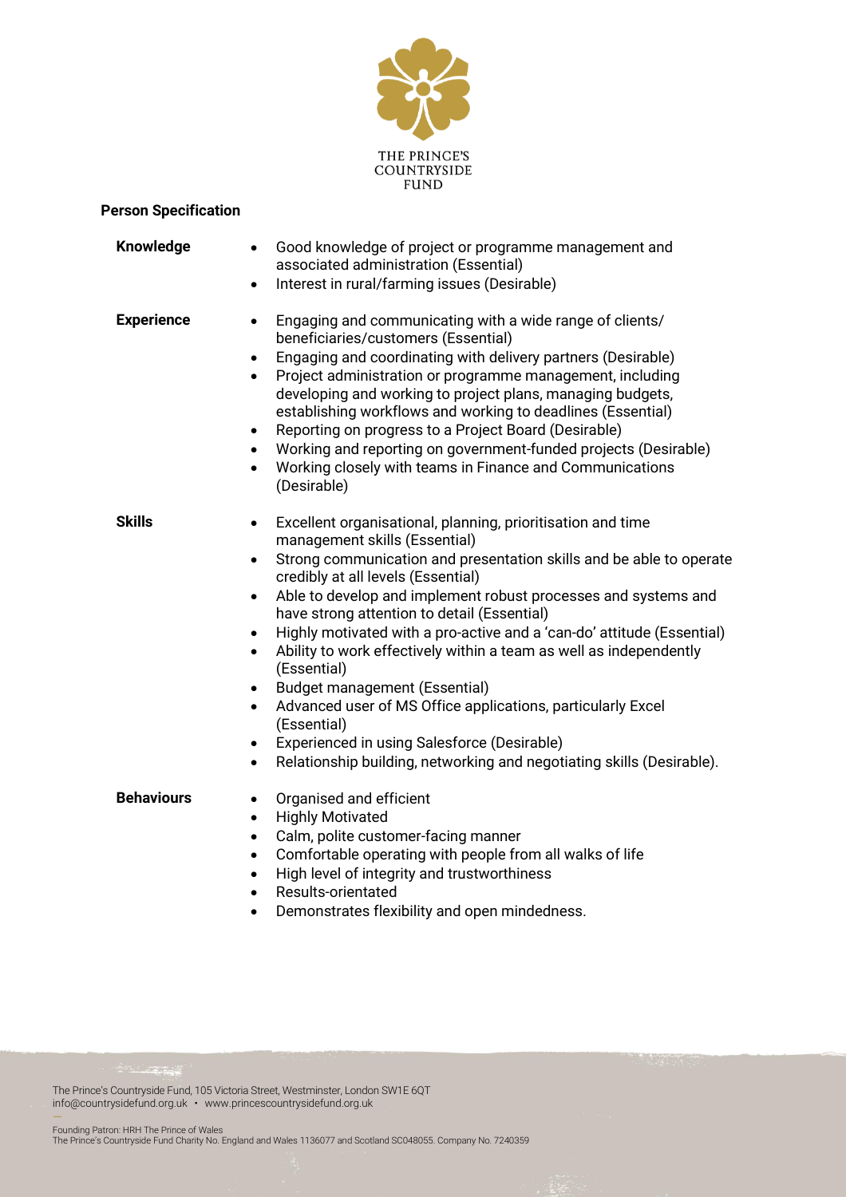THE PRINCE'S COUNTRYSIDE FUND

## Person Specification

**Knowledge**

- Good knowledge of project or programme management and associated administration (Essential)
- Interest in rural/farming issues (Desirable)

**Experience**

- Engaging and communicating with a wide range of clients/ beneficiaries/customers (Essential)
- Engaging and coordinating with delivery partners (Desirable)
- Project administration or programme management, including developing and working to project plans, managing budgets, establishing workflows and working to deadlines (Essential)
- Reporting on progress to a Project Board (Desirable)
- Working and reporting on government-funded projects (Desirable)
- Working closely with teams in Finance and Communications (Desirable)

**Skills**

- Excellent organisational, planning, prioritisation and time management skills (Essential)
- Strong communication and presentation skills and be able to operate credibly at all levels (Essential)
- Able to develop and implement robust processes and systems and have strong attention to detail (Essential)
- Highly motivated with a pro-active and a 'can-do' attitude (Essential)
- Ability to work effectively within a team as well as independently (Essential)
- Budget management (Essential)
- Advanced user of MS Office applications, particularly Excel (Essential)
- Experienced in using Salesforce (Desirable)
- Relationship building, networking and negotiating skills (Desirable).

**Behaviours**

- Organised and efficient
- Highly Motivated
- Calm, polite customer-facing manner
- Comfortable operating with people from all walks of life
- High level of integrity and trustworthiness
- Results-orientated
- Demonstrates flexibility and open mindedness.

The Prince's Countryside Fund, 105 Victoria Street, Westminster, London SW1E 6QT
info@countrysidefund.org.uk • www.princescountrysidefund.org.uk

Founding Patron: HRH The Prince of Wales
The Prince's Countryside Fund Charity No. England and Wales 1136077 and Scotland SC048055. Company No. 7240359